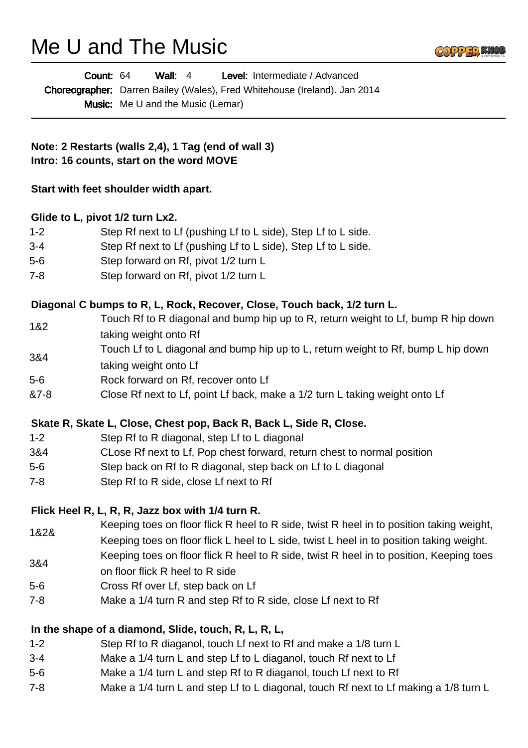# Me U and The Music

**Count:** 64 **Wall:** 4 **Level:** Intermediate / Advanced
**Choreographer:** Darren Bailey (Wales), Fred Whitehouse (Ireland). Jan 2014
**Music:** Me U and the Music (Lemar)

---

**Note: 2 Restarts (walls 2,4), 1 Tag (end of wall 3)**
**Intro: 16 counts, start on the word MOVE**

**Start with feet shoulder width apart.**

**Glide to L, pivot 1/2 turn Lx2.**

| | |
|---|---|
| 1-2 | Step Rf next to Lf (pushing Lf to L side), Step Lf to L side. |
| 3-4 | Step Rf next to Lf (pushing Lf to L side), Step Lf to L side. |
| 5-6 | Step forward on Rf, pivot 1/2 turn L |
| 7-8 | Step forward on Rf, pivot 1/2 turn L |

**Diagonal C bumps to R, L, Rock, Recover, Close, Touch back, 1/2 turn L.**

| | |
|---|---|
| 1&2 | Touch Rf to R diagonal and bump hip up to R, return weight to Lf, bump R hip down taking weight onto Rf |
| 3&4 | Touch Lf to L diagonal and bump hip up to L, return weight to Rf, bump L hip down taking weight onto Lf |
| 5-6 | Rock forward on Rf, recover onto Lf |
| &7-8 | Close Rf next to Lf, point Lf back, make a 1/2 turn L taking weight onto Lf |

**Skate R, Skate L, Close, Chest pop, Back R, Back L, Side R, Close.**

| | |
|---|---|
| 1-2 | Step Rf to R diagonal, step Lf to L diagonal |
| 3&4 | CLose Rf next to Lf, Pop chest forward, return chest to normal position |
| 5-6 | Step back on Rf to R diagonal, step back on Lf to L diagonal |
| 7-8 | Step Rf to R side, close Lf next to Rf |

**Flick Heel R, L, R, R, Jazz box with 1/4 turn R.**

| | |
|---|---|
| 1&2& | Keeping toes on floor flick R heel to R side, twist R heel in to position taking weight, Keeping toes on floor flick L heel to L side, twist L heel in to position taking weight. |
| 3&4 | Keeping toes on floor flick R heel to R side, twist R heel in to position, Keeping toes on floor flick R heel to R side |
| 5-6 | Cross Rf over Lf, step back on Lf |
| 7-8 | Make a 1/4 turn R and step Rf to R side, close Lf next to Rf |

**In the shape of a diamond, Slide, touch, R, L, R, L,**

| | |
|---|---|
| 1-2 | Step Rf to R diaganol, touch Lf next to Rf and make a 1/8 turn L |
| 3-4 | Make a 1/4 turn L and step Lf to L diaganol, touch Rf next to Lf |
| 5-6 | Make a 1/4 turn L and step Rf to R diaganol, touch Lf next to Rf |
| 7-8 | Make a 1/4 turn L and step Lf to L diagonal, touch Rf next to Lf making a 1/8 turn L |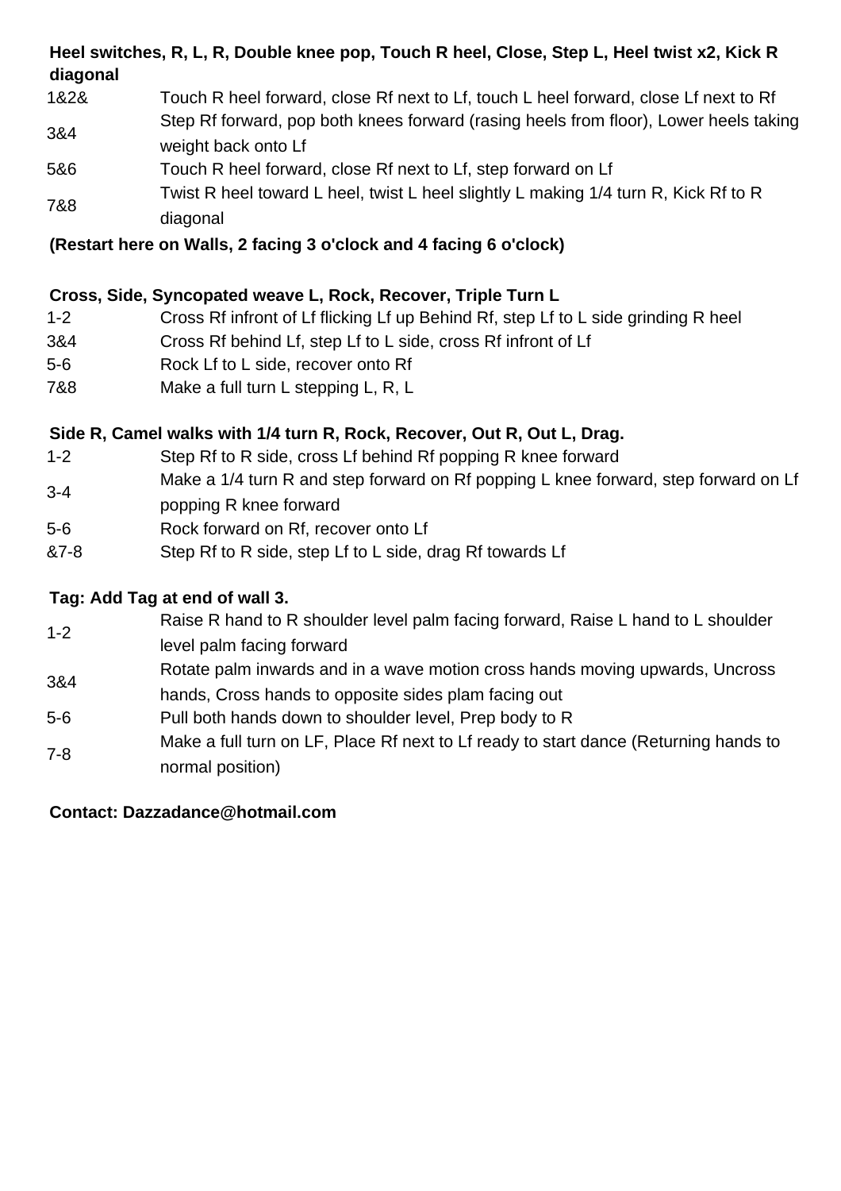**Heel switches, R, L, R, Double knee pop, Touch R heel, Close, Step L, Heel twist x2, Kick R diagonal**

| | |
|---|---|
| 1&2& | Touch R heel forward, close Rf next to Lf, touch L heel forward, close Lf next to Rf |
| 3&4 | Step Rf forward, pop both knees forward (rasing heels from floor), Lower heels taking weight back onto Lf |
| 5&6 | Touch R heel forward, close Rf next to Lf, step forward on Lf |
| 7&8 | Twist R heel toward L heel, twist L heel slightly L making 1/4 turn R, Kick Rf to R diagonal |

**(Restart here on Walls, 2 facing 3 o'clock and 4 facing 6 o'clock)**

**Cross, Side, Syncopated weave L, Rock, Recover, Triple Turn L**

| | |
|---|---|
| 1-2 | Cross Rf infront of Lf flicking Lf up Behind Rf, step Lf to L side grinding R heel |
| 3&4 | Cross Rf behind Lf, step Lf to L side, cross Rf infront of Lf |
| 5-6 | Rock Lf to L side, recover onto Rf |
| 7&8 | Make a full turn L stepping L, R, L |

**Side R, Camel walks with 1/4 turn R, Rock, Recover, Out R, Out L, Drag.**

| | |
|---|---|
| 1-2 | Step Rf to R side, cross Lf behind Rf popping R knee forward |
| 3-4 | Make a 1/4 turn R and step forward on Rf popping L knee forward, step forward on Lf popping R knee forward |
| 5-6 | Rock forward on Rf, recover onto Lf |
| &7-8 | Step Rf to R side, step Lf to L side, drag Rf towards Lf |

**Tag: Add Tag at end of wall 3.**

| | |
|---|---|
| 1-2 | Raise R hand to R shoulder level palm facing forward, Raise L hand to L shoulder level palm facing forward |
| 3&4 | Rotate palm inwards and in a wave motion cross hands moving upwards, Uncross hands, Cross hands to opposite sides plam facing out |
| 5-6 | Pull both hands down to shoulder level, Prep body to R |
| 7-8 | Make a full turn on LF, Place Rf next to Lf ready to start dance (Returning hands to normal position) |

**Contact: Dazzadance@hotmail.com**